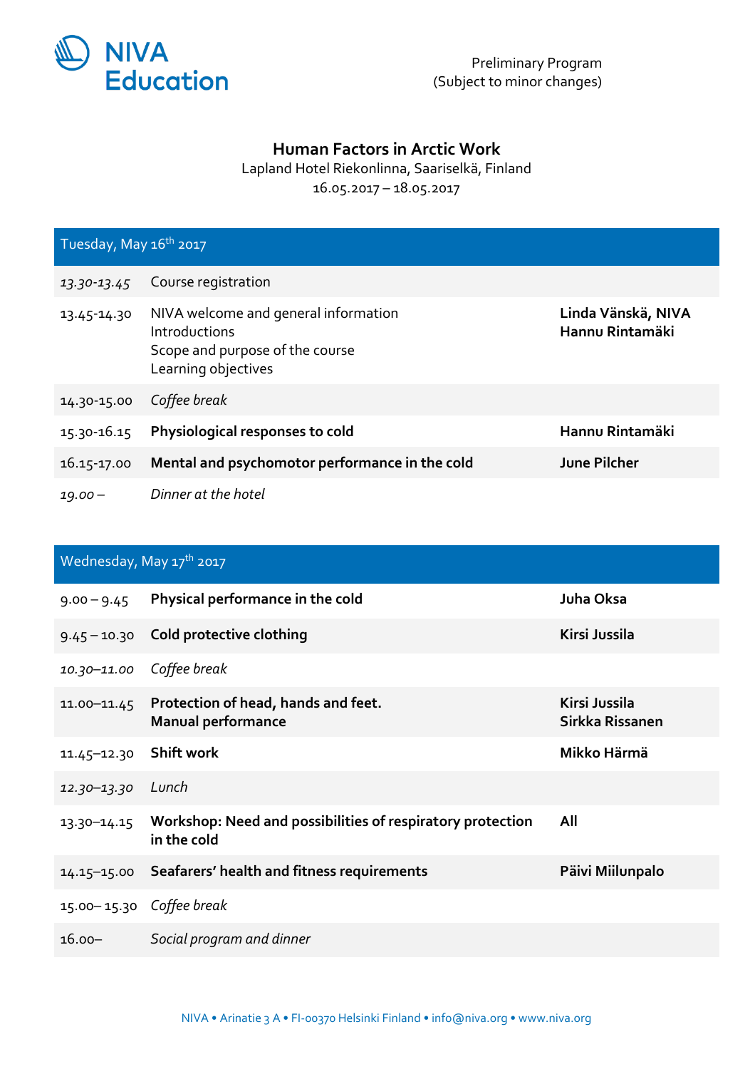NIVA Education

Preliminary Program
(Subject to minor changes)

# Human Factors in Arctic Work

Lapland Hotel Riekonlinna, Saariselkä, Finland
16.05.2017 – 18.05.2017

## Tuesday, May 16th 2017

| | | |
|---|---|---|
| *13.30-13.45* | Course registration | |
| 13.45-14.30 | NIVA welcome and general information<br>Introductions<br>Scope and purpose of the course<br>Learning objectives | **Linda Vänskä, NIVA**<br>**Hannu Rintamäki** |
| 14.30-15.00 | *Coffee break* | |
| 15.30-16.15 | **Physiological responses to cold** | **Hannu Rintamäki** |
| 16.15-17.00 | **Mental and psychomotor performance in the cold** | **June Pilcher** |
| *19.00 –* | *Dinner at the hotel* | |

## Wednesday, May 17th 2017

| | | |
|---|---|---|
| 9.00 – 9.45 | **Physical performance in the cold** | **Juha Oksa** |
| 9.45 – 10.30 | **Cold protective clothing** | **Kirsi Jussila** |
| *10.30–11.00* | *Coffee break* | |
| 11.00–11.45 | **Protection of head, hands and feet.**<br>**Manual performance** | **Kirsi Jussila**<br>**Sirkka Rissanen** |
| 11.45–12.30 | **Shift work** | **Mikko Härmä** |
| *12.30–13.30* | *Lunch* | |
| 13.30–14.15 | **Workshop: Need and possibilities of respiratory protection in the cold** | **All** |
| 14.15–15.00 | **Seafarers' health and fitness requirements** | **Päivi Miilunpalo** |
| 15.00– 15.30 | *Coffee break* | |
| 16.00– | *Social program and dinner* | |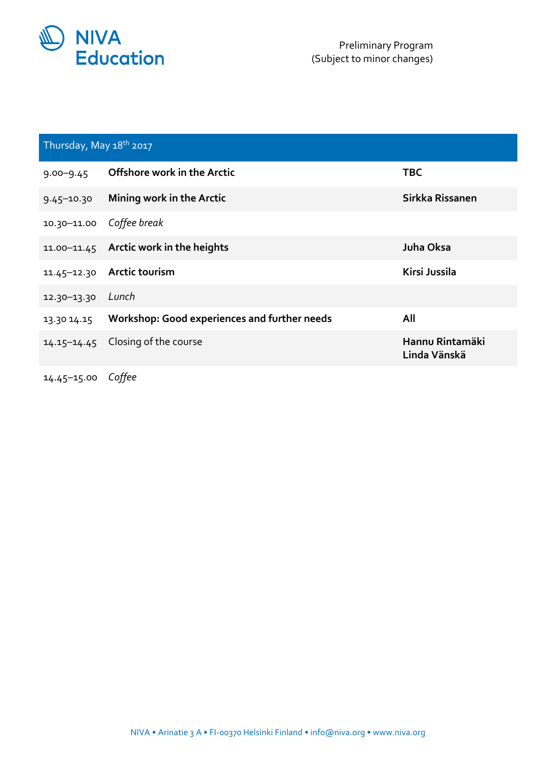Preliminary Program
(Subject to minor changes)

| Thursday, May 18th 2017 | | |
|---|---|---|
| 9.00–9.45 | **Offshore work in the Arctic** | **TBC** |
| 9.45–10.30 | **Mining work in the Arctic** | **Sirkka Rissanen** |
| 10.30–11.00 | *Coffee break* | |
| 11.00–11.45 | **Arctic work in the heights** | **Juha Oksa** |
| 11.45–12.30 | **Arctic tourism** | **Kirsi Jussila** |
| 12.30–13.30 | *Lunch* | |
| 13.30 14.15 | **Workshop: Good experiences and further needs** | **All** |
| 14.15–14.45 | Closing of the course | **Hannu Rintamäki Linda Vänskä** |
| 14.45–15.00 | *Coffee* | |

NIVA • Arinatie 3 A • FI-00370 Helsinki Finland • info@niva.org • www.niva.org